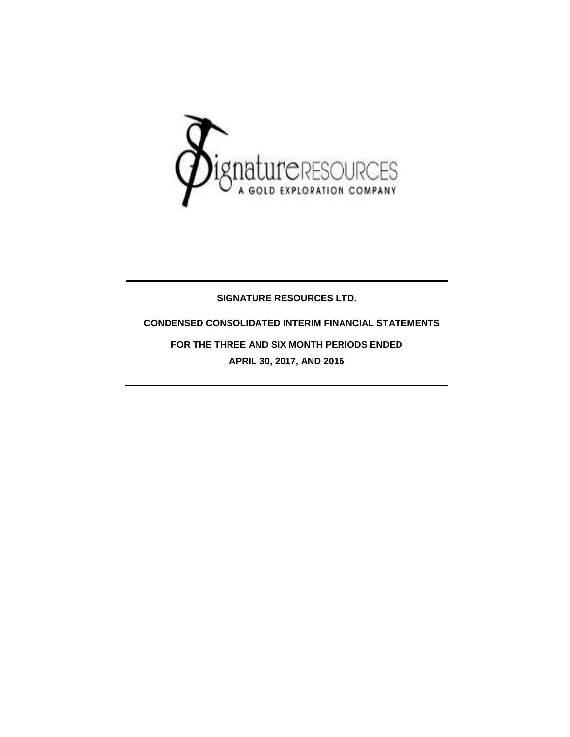SIGNATURE RESOURCES LTD.

CONDENSED CONSOLIDATED INTERIM FINANCIAL STATEMENTS

FOR THE THREE AND SIX MONTH PERIODS ENDED

APRIL 30, 2017, AND 2016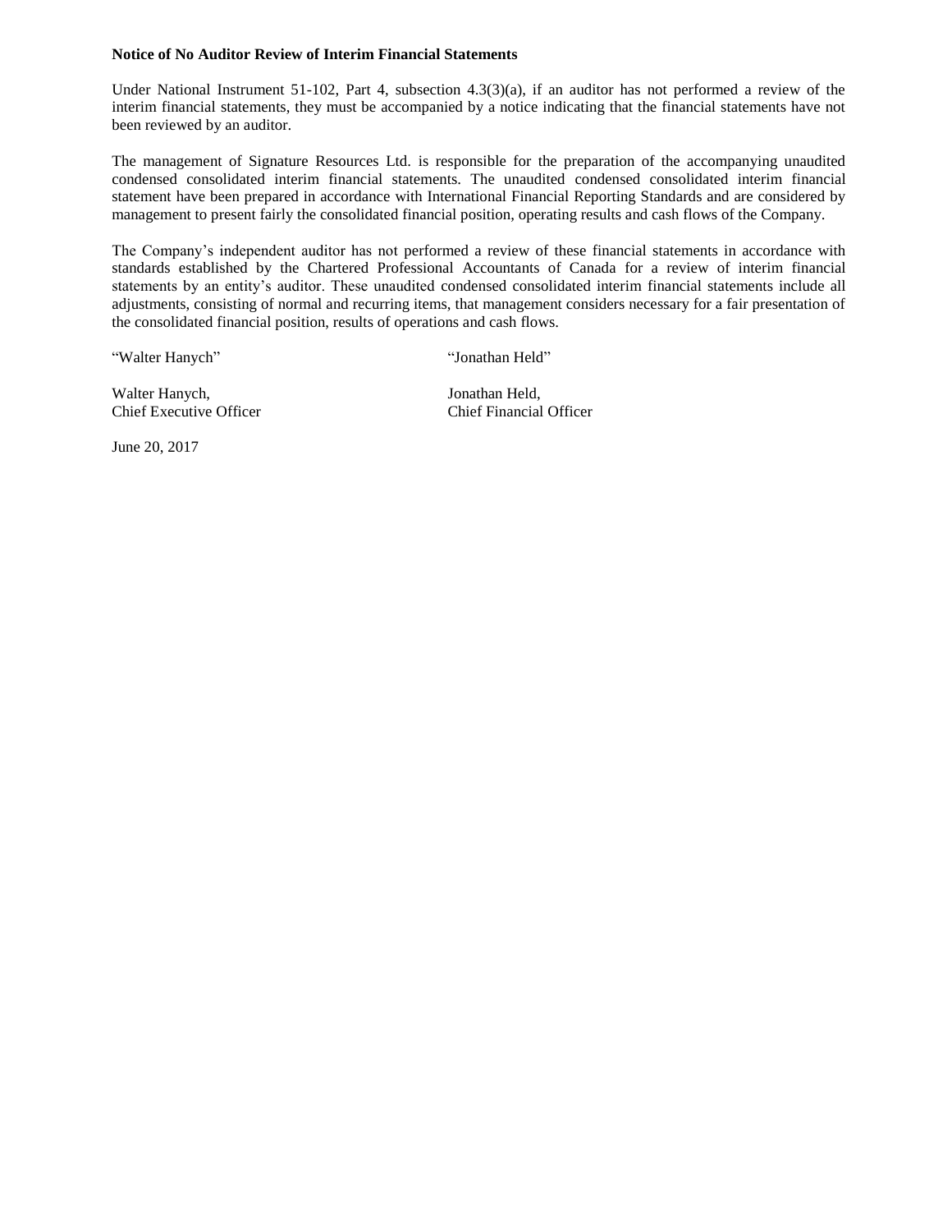**Notice of No Auditor Review of Interim Financial Statements**

Under National Instrument 51-102, Part 4, subsection 4.3(3)(a), if an auditor has not performed a review of the interim financial statements, they must be accompanied by a notice indicating that the financial statements have not been reviewed by an auditor.

The management of Signature Resources Ltd. is responsible for the preparation of the accompanying unaudited condensed consolidated interim financial statements. The unaudited condensed consolidated interim financial statement have been prepared in accordance with International Financial Reporting Standards and are considered by management to present fairly the consolidated financial position, operating results and cash flows of the Company.

The Company's independent auditor has not performed a review of these financial statements in accordance with standards established by the Chartered Professional Accountants of Canada for a review of interim financial statements by an entity's auditor. These unaudited condensed consolidated interim financial statements include all adjustments, consisting of normal and recurring items, that management considers necessary for a fair presentation of the consolidated financial position, results of operations and cash flows.

"Walter Hanych"

Walter Hanych,
Chief Executive Officer

"Jonathan Held"

Jonathan Held,
Chief Financial Officer

June 20, 2017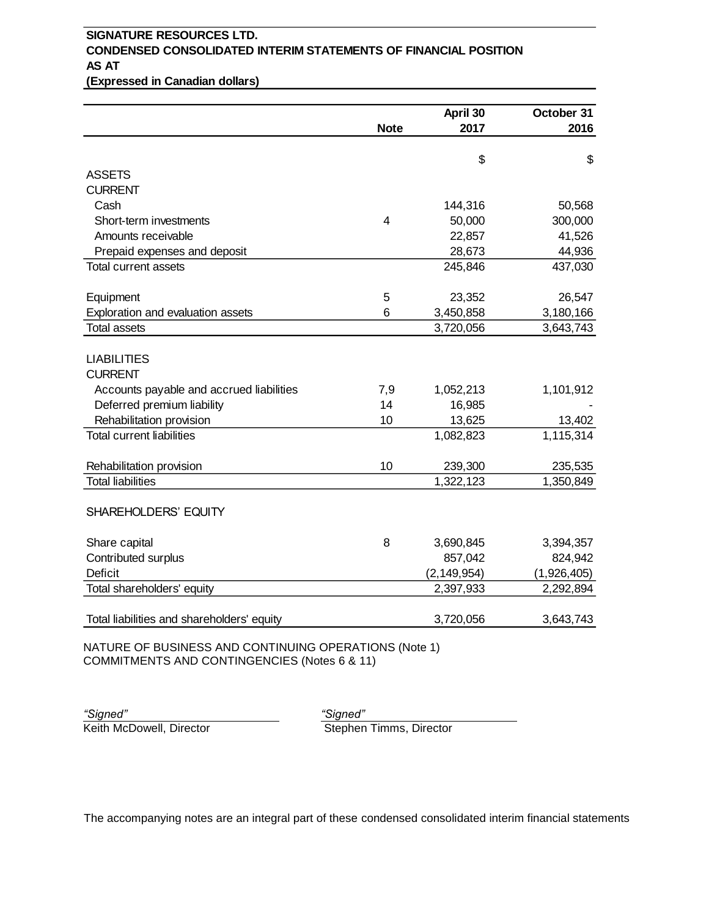**SIGNATURE RESOURCES LTD.**
**CONDENSED CONSOLIDATED INTERIM STATEMENTS OF FINANCIAL POSITION**
**AS AT**
**(Expressed in Canadian dollars)**

| | Note | April 30 2017 | October 31 2016 |
|---|---|---|---|
| | | $ | $ |
| ASSETS | | | |
| CURRENT | | | |
| Cash | | 144,316 | 50,568 |
| Short-term investments | 4 | 50,000 | 300,000 |
| Amounts receivable | | 22,857 | 41,526 |
| Prepaid expenses and deposit | | 28,673 | 44,936 |
| Total current assets | | 245,846 | 437,030 |
| | | | |
| Equipment | 5 | 23,352 | 26,547 |
| Exploration and evaluation assets | 6 | 3,450,858 | 3,180,166 |
| Total assets | | 3,720,056 | 3,643,743 |
| | | | |
| LIABILITIES | | | |
| CURRENT | | | |
| Accounts payable and accrued liabilities | 7,9 | 1,052,213 | 1,101,912 |
| Deferred premium liability | 14 | 16,985 | - |
| Rehabilitation provision | 10 | 13,625 | 13,402 |
| Total current liabilities | | 1,082,823 | 1,115,314 |
| | | | |
| Rehabilitation provision | 10 | 239,300 | 235,535 |
| Total liabilities | | 1,322,123 | 1,350,849 |
| | | | |
| SHAREHOLDERS' EQUITY | | | |
| | | | |
| Share capital | 8 | 3,690,845 | 3,394,357 |
| Contributed surplus | | 857,042 | 824,942 |
| Deficit | | (2,149,954) | (1,926,405) |
| Total shareholders' equity | | 2,397,933 | 2,292,894 |
| | | | |
| Total liabilities and shareholders' equity | | 3,720,056 | 3,643,743 |

NATURE OF BUSINESS AND CONTINUING OPERATIONS (Note 1)
COMMITMENTS AND CONTINGENCIES (Notes 6 & 11)

*"Signed"*
Keith McDowell, Director

*"Signed"*
Stephen Timms, Director

The accompanying notes are an integral part of these condensed consolidated interim financial statements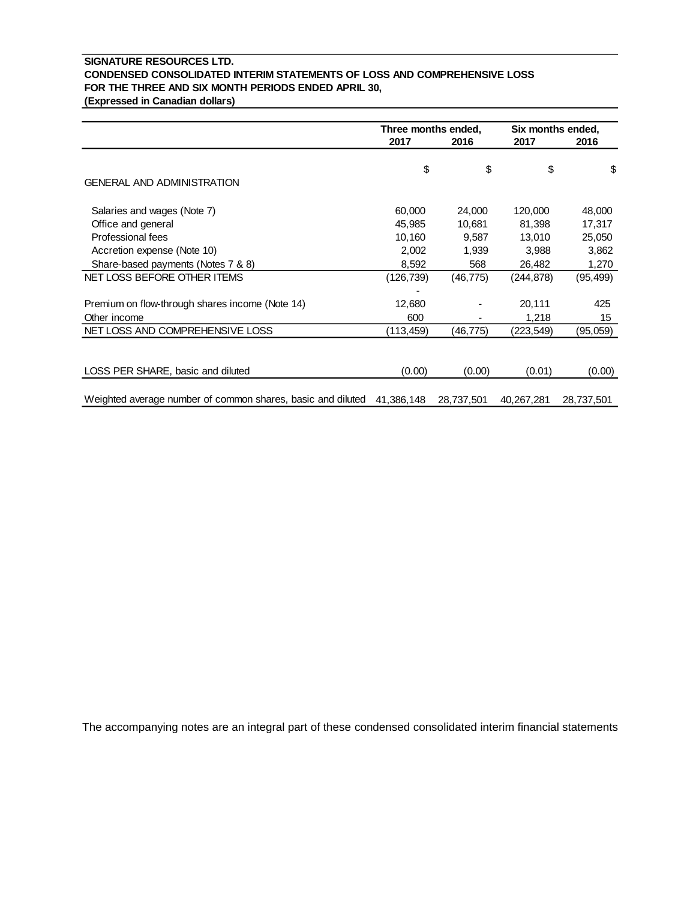**SIGNATURE RESOURCES LTD.**
**CONDENSED CONSOLIDATED INTERIM STATEMENTS OF LOSS AND COMPREHENSIVE LOSS**
**FOR THE THREE AND SIX MONTH PERIODS ENDED APRIL 30,**
**(Expressed in Canadian dollars)**

| | Three months ended, | | Six months ended, | |
|---|---|---|---|---|
| | **2017** | **2016** | **2017** | **2016** |
| | $ | $ | $ | $ |
| GENERAL AND ADMINISTRATION | | | | |
| Salaries and wages (Note 7) | 60,000 | 24,000 | 120,000 | 48,000 |
| Office and general | 45,985 | 10,681 | 81,398 | 17,317 |
| Professional fees | 10,160 | 9,587 | 13,010 | 25,050 |
| Accretion expense (Note 10) | 2,002 | 1,939 | 3,988 | 3,862 |
| Share-based payments (Notes 7 & 8) | 8,592 | 568 | 26,482 | 1,270 |
| NET LOSS BEFORE OTHER ITEMS | (126,739) | (46,775) | (244,878) | (95,499) |
| | - | | | |
| Premium on flow-through shares income (Note 14) | 12,680 | - | 20,111 | 425 |
| Other income | 600 | - | 1,218 | 15 |
| NET LOSS AND COMPREHENSIVE LOSS | (113,459) | (46,775) | (223,549) | (95,059) |
| LOSS PER SHARE, basic and diluted | (0.00) | (0.00) | (0.01) | (0.00) |
| Weighted average number of common shares, basic and diluted | 41,386,148 | 28,737,501 | 40,267,281 | 28,737,501 |

The accompanying notes are an integral part of these condensed consolidated interim financial statements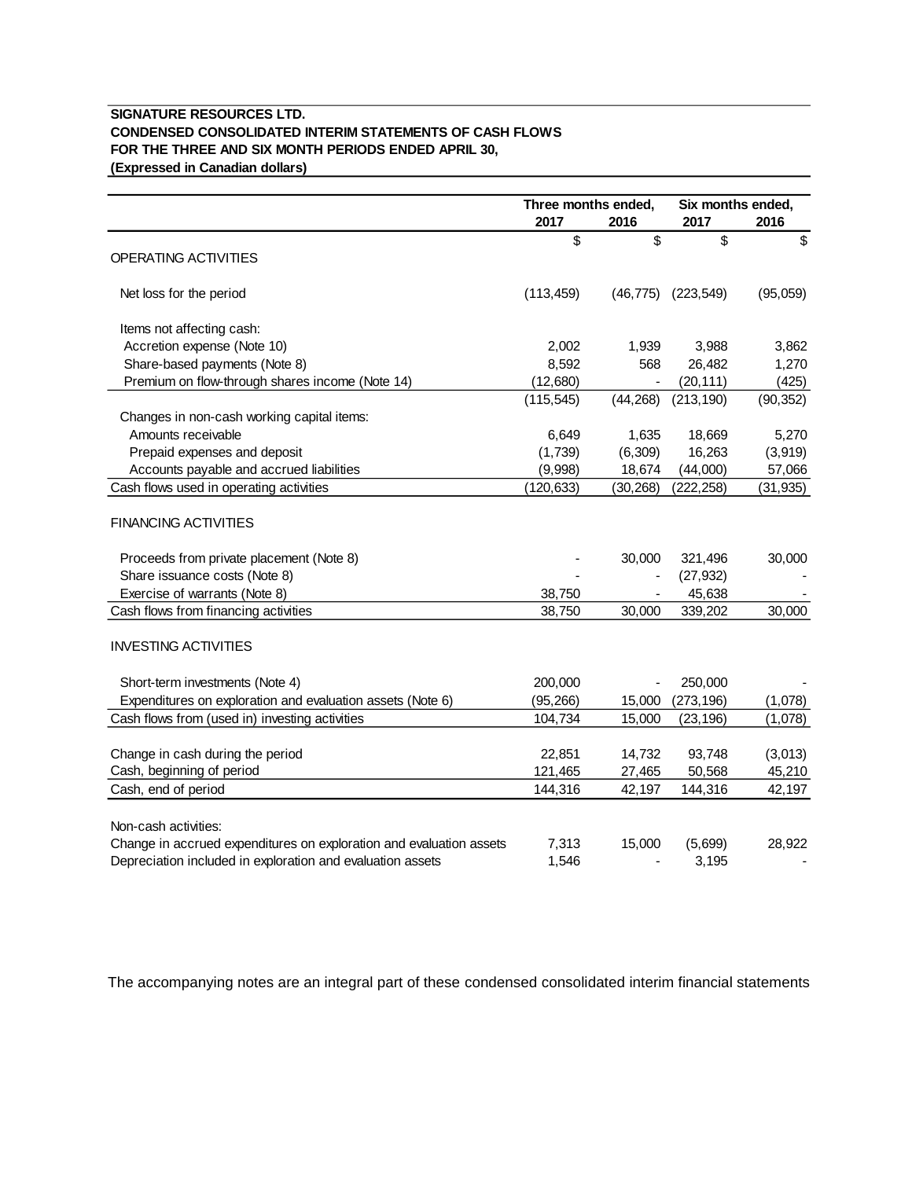**SIGNATURE RESOURCES LTD.**
**CONDENSED CONSOLIDATED INTERIM STATEMENTS OF CASH FLOWS**
**FOR THE THREE AND SIX MONTH PERIODS ENDED APRIL 30,**
**(Expressed in Canadian dollars)**

| | Three months ended, | | Six months ended, | |
|---|---|---|---|---|
| | 2017 | 2016 | 2017 | 2016 |
| | $ | $ | $ | $ |
| OPERATING ACTIVITIES | | | | |
| Net loss for the period | (113,459) | (46,775) | (223,549) | (95,059) |
| Items not affecting cash: | | | | |
| Accretion expense (Note 10) | 2,002 | 1,939 | 3,988 | 3,862 |
| Share-based payments (Note 8) | 8,592 | 568 | 26,482 | 1,270 |
| Premium on flow-through shares income (Note 14) | (12,680) | - | (20,111) | (425) |
| | (115,545) | (44,268) | (213,190) | (90,352) |
| Changes in non-cash working capital items: | | | | |
| Amounts receivable | 6,649 | 1,635 | 18,669 | 5,270 |
| Prepaid expenses and deposit | (1,739) | (6,309) | 16,263 | (3,919) |
| Accounts payable and accrued liabilities | (9,998) | 18,674 | (44,000) | 57,066 |
| Cash flows used in operating activities | (120,633) | (30,268) | (222,258) | (31,935) |
| FINANCING ACTIVITIES | | | | |
| Proceeds from private placement (Note 8) | - | 30,000 | 321,496 | 30,000 |
| Share issuance costs (Note 8) | - | - | (27,932) | - |
| Exercise of warrants (Note 8) | 38,750 | - | 45,638 | - |
| Cash flows from financing activities | 38,750 | 30,000 | 339,202 | 30,000 |
| INVESTING ACTIVITIES | | | | |
| Short-term investments (Note 4) | 200,000 | - | 250,000 | - |
| Expenditures on exploration and evaluation assets (Note 6) | (95,266) | 15,000 | (273,196) | (1,078) |
| Cash flows from (used in) investing activities | 104,734 | 15,000 | (23,196) | (1,078) |
| Change in cash during the period | 22,851 | 14,732 | 93,748 | (3,013) |
| Cash, beginning of period | 121,465 | 27,465 | 50,568 | 45,210 |
| Cash, end of period | 144,316 | 42,197 | 144,316 | 42,197 |
| Non-cash activities: | | | | |
| Change in accrued expenditures on exploration and evaluation assets | 7,313 | 15,000 | (5,699) | 28,922 |
| Depreciation included in exploration and evaluation assets | 1,546 | - | 3,195 | - |

The accompanying notes are an integral part of these condensed consolidated interim financial statements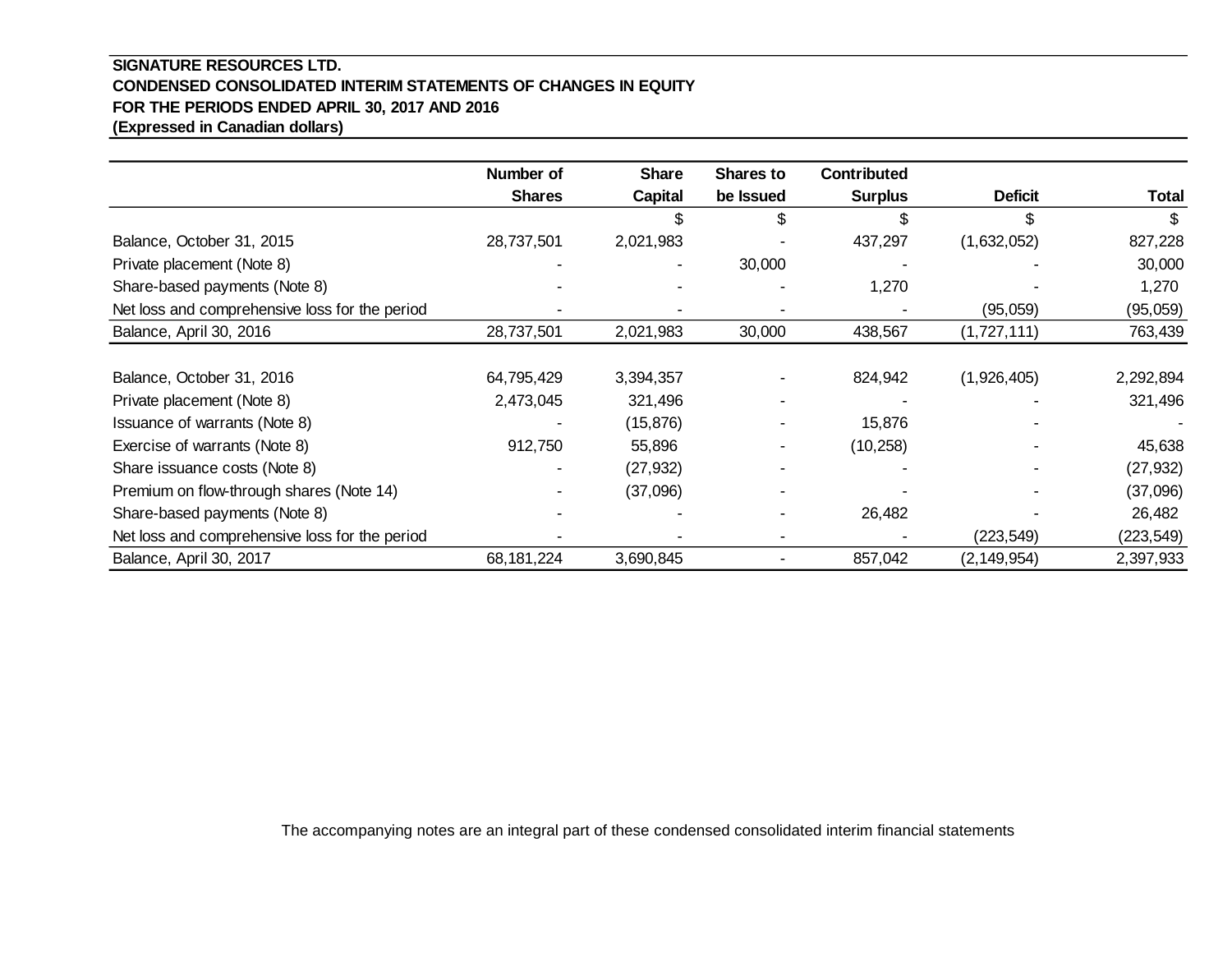**SIGNATURE RESOURCES LTD.**
**CONDENSED CONSOLIDATED INTERIM STATEMENTS OF CHANGES IN EQUITY**
**FOR THE PERIODS ENDED APRIL 30, 2017 AND 2016**
**(Expressed in Canadian dollars)**

| | Number of Shares | Share Capital | Shares to be Issued | Contributed Surplus | Deficit | Total |
|---|---|---|---|---|---|---|
| | | $ | $ | $ | $ | $ |
| Balance, October 31, 2015 | 28,737,501 | 2,021,983 | - | 437,297 | (1,632,052) | 827,228 |
| Private placement (Note 8) | - | - | 30,000 | - | - | 30,000 |
| Share-based payments (Note 8) | - | - | - | 1,270 | - | 1,270 |
| Net loss and comprehensive loss for the period | - | - | - | - | (95,059) | (95,059) |
| Balance, April 30, 2016 | 28,737,501 | 2,021,983 | 30,000 | 438,567 | (1,727,111) | 763,439 |
| | | | | | | |
| Balance, October 31, 2016 | 64,795,429 | 3,394,357 | - | 824,942 | (1,926,405) | 2,292,894 |
| Private placement (Note 8) | 2,473,045 | 321,496 | - | - | - | 321,496 |
| Issuance of warrants (Note 8) | - | (15,876) | - | 15,876 | - | - |
| Exercise of warrants (Note 8) | 912,750 | 55,896 | - | (10,258) | - | 45,638 |
| Share issuance costs (Note 8) | - | (27,932) | - | - | - | (27,932) |
| Premium on flow-through shares (Note 14) | - | (37,096) | - | - | - | (37,096) |
| Share-based payments (Note 8) | - | - | - | 26,482 | - | 26,482 |
| Net loss and comprehensive loss for the period | - | - | - | - | (223,549) | (223,549) |
| Balance, April 30, 2017 | 68,181,224 | 3,690,845 | - | 857,042 | (2,149,954) | 2,397,933 |

The accompanying notes are an integral part of these condensed consolidated interim financial statements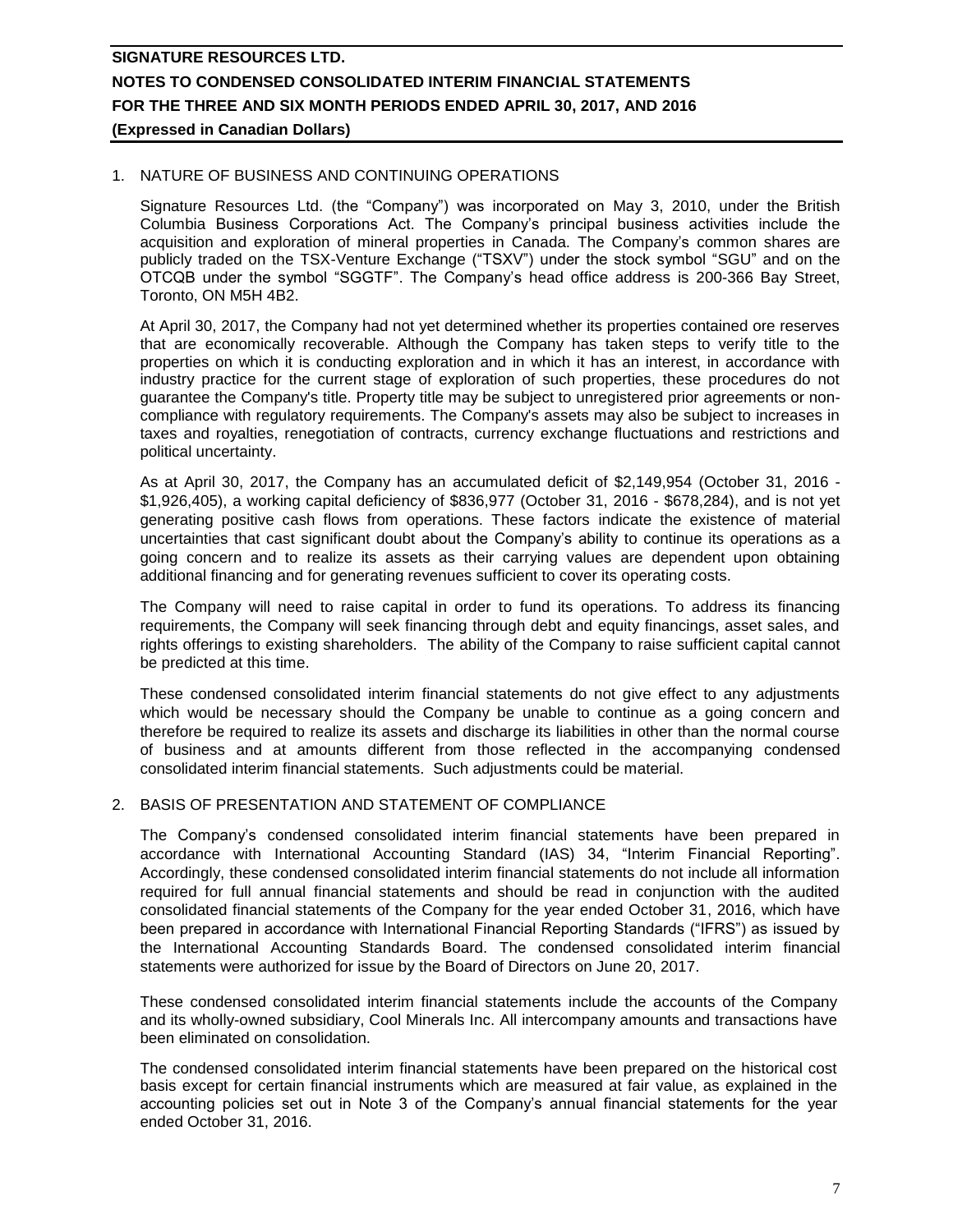## 1. NATURE OF BUSINESS AND CONTINUING OPERATIONS

Signature Resources Ltd. (the "Company") was incorporated on May 3, 2010, under the British Columbia Business Corporations Act. The Company's principal business activities include the acquisition and exploration of mineral properties in Canada. The Company's common shares are publicly traded on the TSX-Venture Exchange ("TSXV") under the stock symbol "SGU" and on the OTCQB under the symbol "SGGTF". The Company's head office address is 200-366 Bay Street, Toronto, ON M5H 4B2.

At April 30, 2017, the Company had not yet determined whether its properties contained ore reserves that are economically recoverable. Although the Company has taken steps to verify title to the properties on which it is conducting exploration and in which it has an interest, in accordance with industry practice for the current stage of exploration of such properties, these procedures do not guarantee the Company's title. Property title may be subject to unregistered prior agreements or non-compliance with regulatory requirements. The Company's assets may also be subject to increases in taxes and royalties, renegotiation of contracts, currency exchange fluctuations and restrictions and political uncertainty.

As at April 30, 2017, the Company has an accumulated deficit of $2,149,954 (October 31, 2016 - $1,926,405), a working capital deficiency of $836,977 (October 31, 2016 - $678,284), and is not yet generating positive cash flows from operations. These factors indicate the existence of material uncertainties that cast significant doubt about the Company's ability to continue its operations as a going concern and to realize its assets as their carrying values are dependent upon obtaining additional financing and for generating revenues sufficient to cover its operating costs.

The Company will need to raise capital in order to fund its operations. To address its financing requirements, the Company will seek financing through debt and equity financings, asset sales, and rights offerings to existing shareholders. The ability of the Company to raise sufficient capital cannot be predicted at this time.

These condensed consolidated interim financial statements do not give effect to any adjustments which would be necessary should the Company be unable to continue as a going concern and therefore be required to realize its assets and discharge its liabilities in other than the normal course of business and at amounts different from those reflected in the accompanying condensed consolidated interim financial statements. Such adjustments could be material.

## 2. BASIS OF PRESENTATION AND STATEMENT OF COMPLIANCE

The Company's condensed consolidated interim financial statements have been prepared in accordance with International Accounting Standard (IAS) 34, "Interim Financial Reporting". Accordingly, these condensed consolidated interim financial statements do not include all information required for full annual financial statements and should be read in conjunction with the audited consolidated financial statements of the Company for the year ended October 31, 2016, which have been prepared in accordance with International Financial Reporting Standards ("IFRS") as issued by the International Accounting Standards Board. The condensed consolidated interim financial statements were authorized for issue by the Board of Directors on June 20, 2017.

These condensed consolidated interim financial statements include the accounts of the Company and its wholly-owned subsidiary, Cool Minerals Inc. All intercompany amounts and transactions have been eliminated on consolidation.

The condensed consolidated interim financial statements have been prepared on the historical cost basis except for certain financial instruments which are measured at fair value, as explained in the accounting policies set out in Note 3 of the Company's annual financial statements for the year ended October 31, 2016.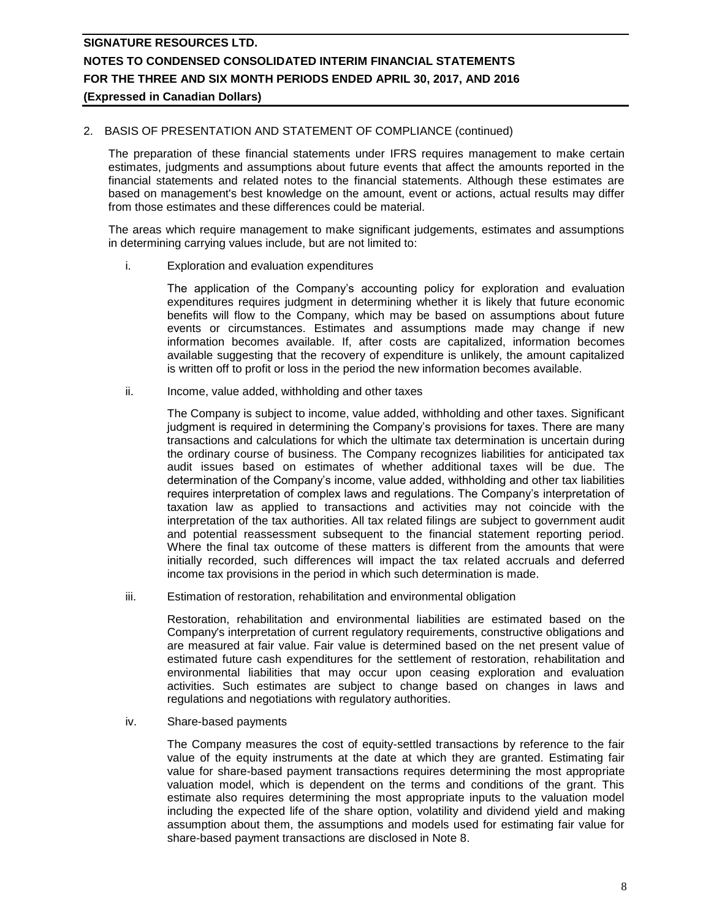2. BASIS OF PRESENTATION AND STATEMENT OF COMPLIANCE (continued)

The preparation of these financial statements under IFRS requires management to make certain estimates, judgments and assumptions about future events that affect the amounts reported in the financial statements and related notes to the financial statements. Although these estimates are based on management's best knowledge on the amount, event or actions, actual results may differ from those estimates and these differences could be material.

The areas which require management to make significant judgements, estimates and assumptions in determining carrying values include, but are not limited to:

i. Exploration and evaluation expenditures

The application of the Company's accounting policy for exploration and evaluation expenditures requires judgment in determining whether it is likely that future economic benefits will flow to the Company, which may be based on assumptions about future events or circumstances. Estimates and assumptions made may change if new information becomes available. If, after costs are capitalized, information becomes available suggesting that the recovery of expenditure is unlikely, the amount capitalized is written off to profit or loss in the period the new information becomes available.

ii. Income, value added, withholding and other taxes

The Company is subject to income, value added, withholding and other taxes. Significant judgment is required in determining the Company's provisions for taxes. There are many transactions and calculations for which the ultimate tax determination is uncertain during the ordinary course of business. The Company recognizes liabilities for anticipated tax audit issues based on estimates of whether additional taxes will be due. The determination of the Company's income, value added, withholding and other tax liabilities requires interpretation of complex laws and regulations. The Company's interpretation of taxation law as applied to transactions and activities may not coincide with the interpretation of the tax authorities. All tax related filings are subject to government audit and potential reassessment subsequent to the financial statement reporting period. Where the final tax outcome of these matters is different from the amounts that were initially recorded, such differences will impact the tax related accruals and deferred income tax provisions in the period in which such determination is made.

iii. Estimation of restoration, rehabilitation and environmental obligation

Restoration, rehabilitation and environmental liabilities are estimated based on the Company's interpretation of current regulatory requirements, constructive obligations and are measured at fair value. Fair value is determined based on the net present value of estimated future cash expenditures for the settlement of restoration, rehabilitation and environmental liabilities that may occur upon ceasing exploration and evaluation activities. Such estimates are subject to change based on changes in laws and regulations and negotiations with regulatory authorities.

iv. Share-based payments

The Company measures the cost of equity-settled transactions by reference to the fair value of the equity instruments at the date at which they are granted. Estimating fair value for share-based payment transactions requires determining the most appropriate valuation model, which is dependent on the terms and conditions of the grant. This estimate also requires determining the most appropriate inputs to the valuation model including the expected life of the share option, volatility and dividend yield and making assumption about them, the assumptions and models used for estimating fair value for share-based payment transactions are disclosed in Note 8.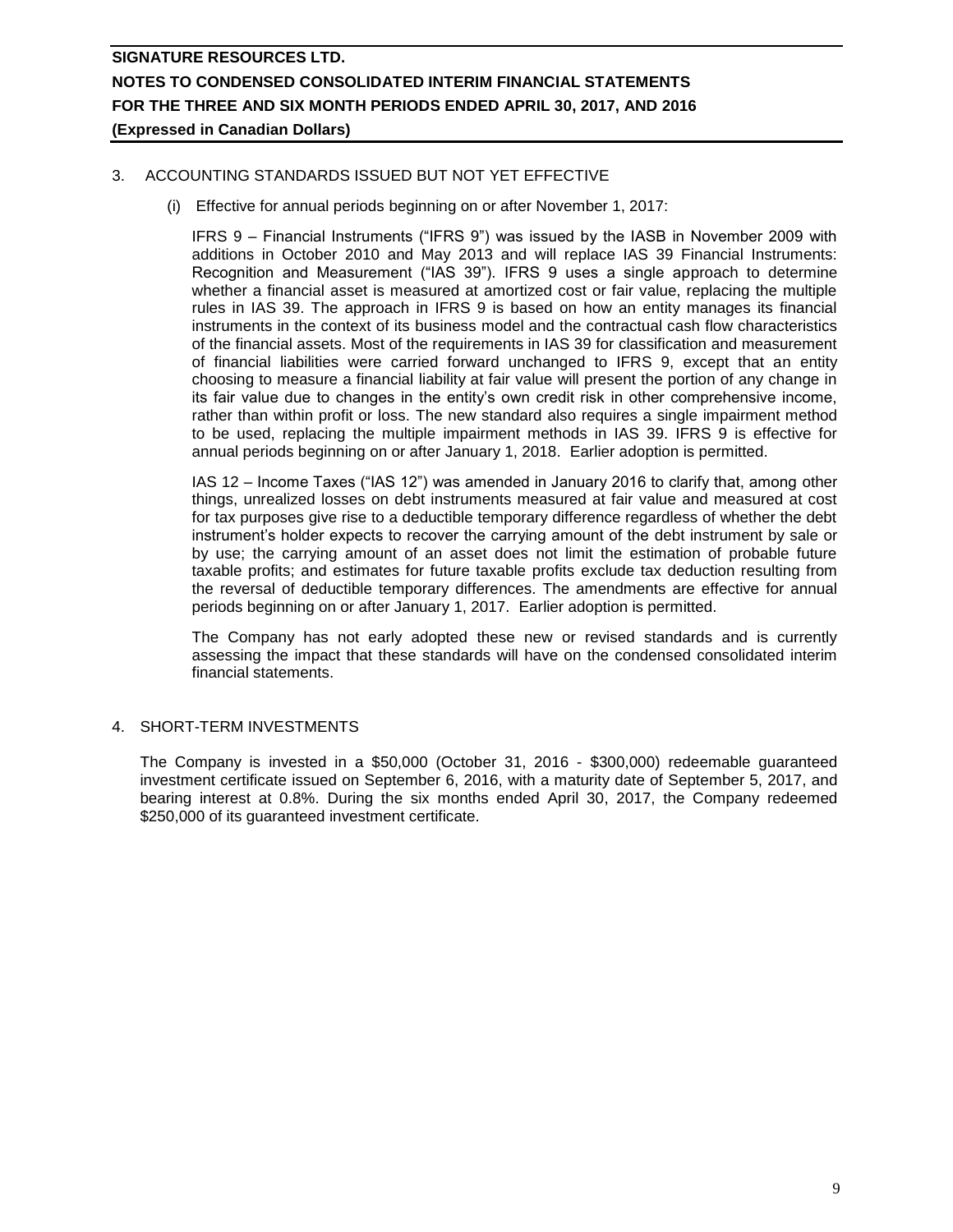## 3. ACCOUNTING STANDARDS ISSUED BUT NOT YET EFFECTIVE

(i) Effective for annual periods beginning on or after November 1, 2017:

IFRS 9 – Financial Instruments ("IFRS 9") was issued by the IASB in November 2009 with additions in October 2010 and May 2013 and will replace IAS 39 Financial Instruments: Recognition and Measurement ("IAS 39"). IFRS 9 uses a single approach to determine whether a financial asset is measured at amortized cost or fair value, replacing the multiple rules in IAS 39. The approach in IFRS 9 is based on how an entity manages its financial instruments in the context of its business model and the contractual cash flow characteristics of the financial assets. Most of the requirements in IAS 39 for classification and measurement of financial liabilities were carried forward unchanged to IFRS 9, except that an entity choosing to measure a financial liability at fair value will present the portion of any change in its fair value due to changes in the entity's own credit risk in other comprehensive income, rather than within profit or loss. The new standard also requires a single impairment method to be used, replacing the multiple impairment methods in IAS 39. IFRS 9 is effective for annual periods beginning on or after January 1, 2018. Earlier adoption is permitted.

IAS 12 – Income Taxes ("IAS 12") was amended in January 2016 to clarify that, among other things, unrealized losses on debt instruments measured at fair value and measured at cost for tax purposes give rise to a deductible temporary difference regardless of whether the debt instrument's holder expects to recover the carrying amount of the debt instrument by sale or by use; the carrying amount of an asset does not limit the estimation of probable future taxable profits; and estimates for future taxable profits exclude tax deduction resulting from the reversal of deductible temporary differences. The amendments are effective for annual periods beginning on or after January 1, 2017. Earlier adoption is permitted.

The Company has not early adopted these new or revised standards and is currently assessing the impact that these standards will have on the condensed consolidated interim financial statements.

## 4. SHORT-TERM INVESTMENTS

The Company is invested in a $50,000 (October 31, 2016 - $300,000) redeemable guaranteed investment certificate issued on September 6, 2016, with a maturity date of September 5, 2017, and bearing interest at 0.8%. During the six months ended April 30, 2017, the Company redeemed $250,000 of its guaranteed investment certificate.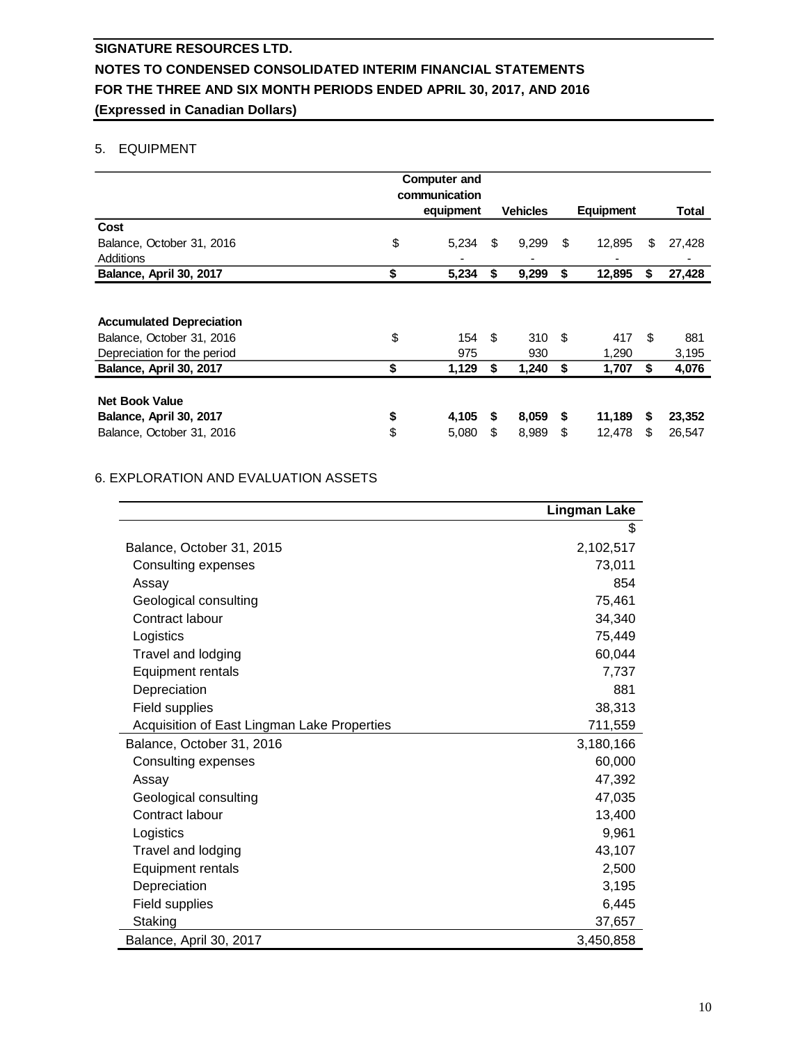**SIGNATURE RESOURCES LTD.**
**NOTES TO CONDENSED CONSOLIDATED INTERIM FINANCIAL STATEMENTS**
**FOR THE THREE AND SIX MONTH PERIODS ENDED APRIL 30, 2017, AND 2016**
**(Expressed in Canadian Dollars)**

## 5. EQUIPMENT

| | Computer and communication equipment | Vehicles | Equipment | Total |
|---|---|---|---|---|
| **Cost** | | | | |
| Balance, October 31, 2016 | $ 5,234 | $ 9,299 | $ 12,895 | $ 27,428 |
| Additions | - | - | - | - |
| **Balance, April 30, 2017** | **$ 5,234** | **$ 9,299** | **$ 12,895** | **$ 27,428** |
| | | | | |
| **Accumulated Depreciation** | | | | |
| Balance, October 31, 2016 | $ 154 | $ 310 | $ 417 | $ 881 |
| Depreciation for the period | 975 | 930 | 1,290 | 3,195 |
| **Balance, April 30, 2017** | **$ 1,129** | **$ 1,240** | **$ 1,707** | **$ 4,076** |
| | | | | |
| **Net Book Value** | | | | |
| **Balance, April 30, 2017** | **$ 4,105** | **$ 8,059** | **$ 11,189** | **$ 23,352** |
| Balance, October 31, 2016 | $ 5,080 | $ 8,989 | $ 12,478 | $ 26,547 |

## 6. EXPLORATION AND EVALUATION ASSETS

| | Lingman Lake |
|---|---|
| | $ |
| Balance, October 31, 2015 | 2,102,517 |
| Consulting expenses | 73,011 |
| Assay | 854 |
| Geological consulting | 75,461 |
| Contract labour | 34,340 |
| Logistics | 75,449 |
| Travel and lodging | 60,044 |
| Equipment rentals | 7,737 |
| Depreciation | 881 |
| Field supplies | 38,313 |
| Acquisition of East Lingman Lake Properties | 711,559 |
| Balance, October 31, 2016 | 3,180,166 |
| Consulting expenses | 60,000 |
| Assay | 47,392 |
| Geological consulting | 47,035 |
| Contract labour | 13,400 |
| Logistics | 9,961 |
| Travel and lodging | 43,107 |
| Equipment rentals | 2,500 |
| Depreciation | 3,195 |
| Field supplies | 6,445 |
| Staking | 37,657 |
| Balance, April 30, 2017 | 3,450,858 |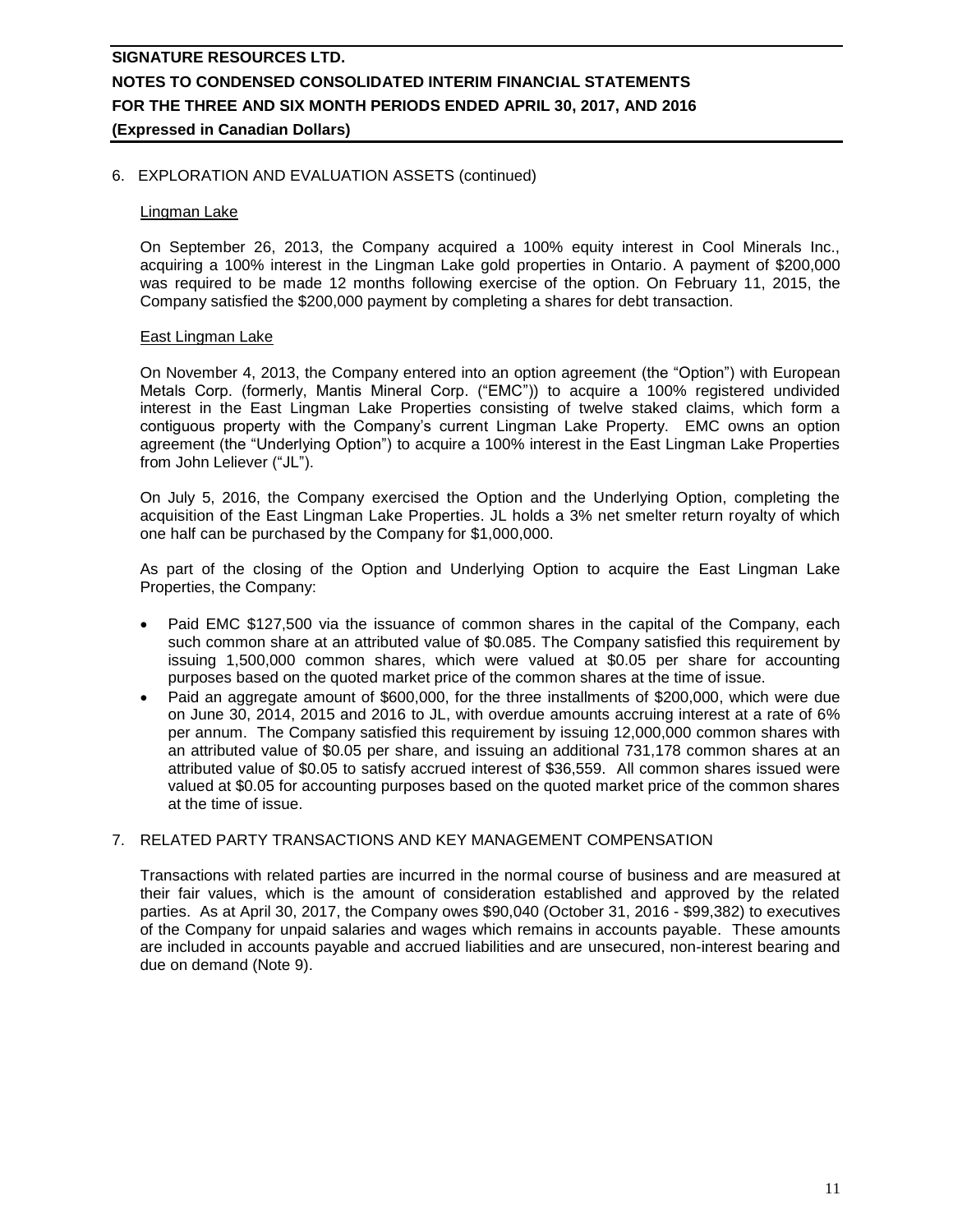## 6. EXPLORATION AND EVALUATION ASSETS (continued)

### Lingman Lake

On September 26, 2013, the Company acquired a 100% equity interest in Cool Minerals Inc., acquiring a 100% interest in the Lingman Lake gold properties in Ontario. A payment of $200,000 was required to be made 12 months following exercise of the option. On February 11, 2015, the Company satisfied the $200,000 payment by completing a shares for debt transaction.

### East Lingman Lake

On November 4, 2013, the Company entered into an option agreement (the "Option") with European Metals Corp. (formerly, Mantis Mineral Corp. ("EMC")) to acquire a 100% registered undivided interest in the East Lingman Lake Properties consisting of twelve staked claims, which form a contiguous property with the Company's current Lingman Lake Property. EMC owns an option agreement (the "Underlying Option") to acquire a 100% interest in the East Lingman Lake Properties from John Leliever ("JL").

On July 5, 2016, the Company exercised the Option and the Underlying Option, completing the acquisition of the East Lingman Lake Properties. JL holds a 3% net smelter return royalty of which one half can be purchased by the Company for $1,000,000.

As part of the closing of the Option and Underlying Option to acquire the East Lingman Lake Properties, the Company:

- Paid EMC $127,500 via the issuance of common shares in the capital of the Company, each such common share at an attributed value of $0.085. The Company satisfied this requirement by issuing 1,500,000 common shares, which were valued at $0.05 per share for accounting purposes based on the quoted market price of the common shares at the time of issue.
- Paid an aggregate amount of $600,000, for the three installments of $200,000, which were due on June 30, 2014, 2015 and 2016 to JL, with overdue amounts accruing interest at a rate of 6% per annum. The Company satisfied this requirement by issuing 12,000,000 common shares with an attributed value of $0.05 per share, and issuing an additional 731,178 common shares at an attributed value of $0.05 to satisfy accrued interest of $36,559. All common shares issued were valued at $0.05 for accounting purposes based on the quoted market price of the common shares at the time of issue.

## 7. RELATED PARTY TRANSACTIONS AND KEY MANAGEMENT COMPENSATION

Transactions with related parties are incurred in the normal course of business and are measured at their fair values, which is the amount of consideration established and approved by the related parties. As at April 30, 2017, the Company owes $90,040 (October 31, 2016 - $99,382) to executives of the Company for unpaid salaries and wages which remains in accounts payable. These amounts are included in accounts payable and accrued liabilities and are unsecured, non-interest bearing and due on demand (Note 9).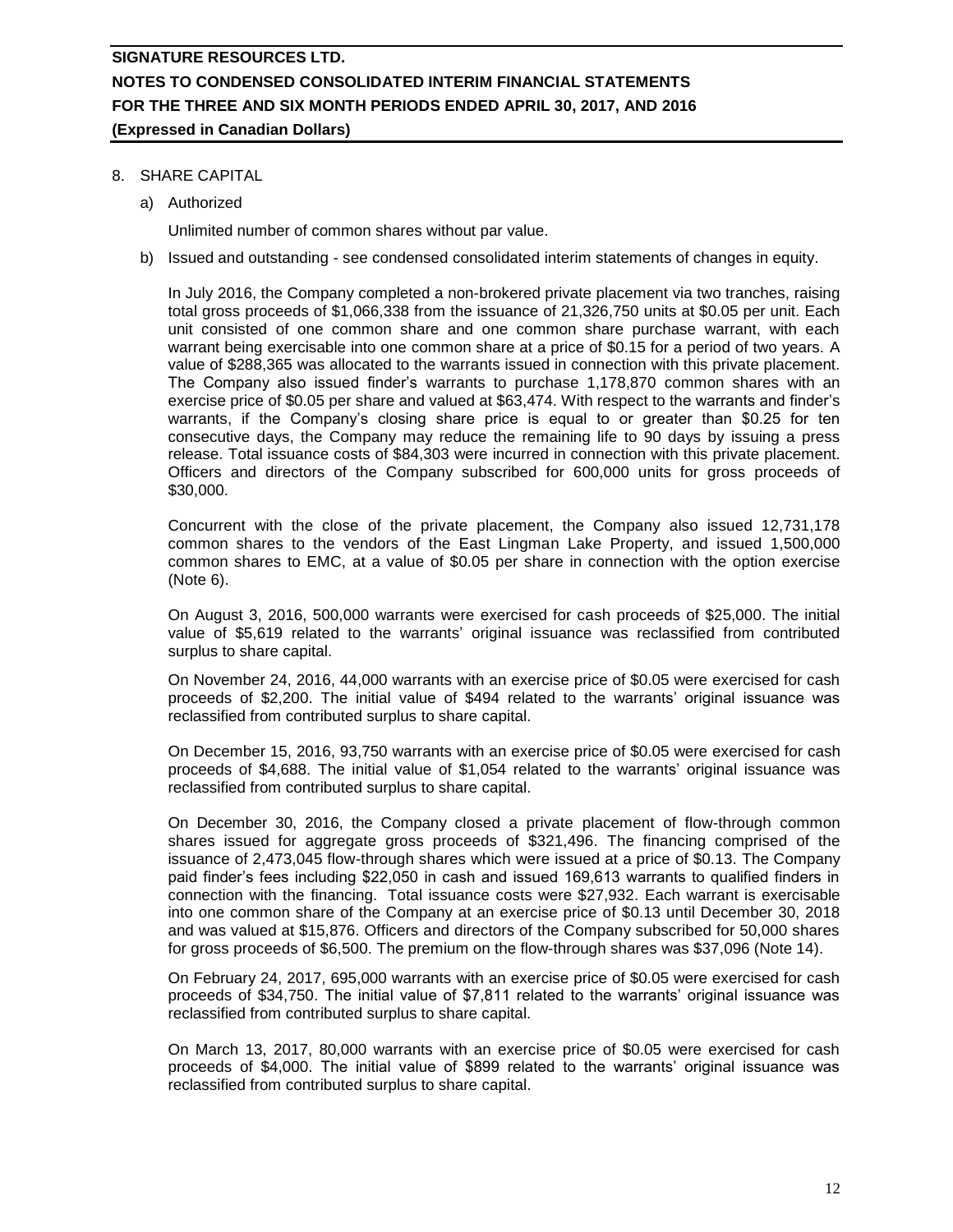## 8. SHARE CAPITAL

a) Authorized

Unlimited number of common shares without par value.

b) Issued and outstanding - see condensed consolidated interim statements of changes in equity.

In July 2016, the Company completed a non-brokered private placement via two tranches, raising total gross proceeds of $1,066,338 from the issuance of 21,326,750 units at $0.05 per unit. Each unit consisted of one common share and one common share purchase warrant, with each warrant being exercisable into one common share at a price of $0.15 for a period of two years. A value of $288,365 was allocated to the warrants issued in connection with this private placement. The Company also issued finder's warrants to purchase 1,178,870 common shares with an exercise price of $0.05 per share and valued at $63,474. With respect to the warrants and finder's warrants, if the Company's closing share price is equal to or greater than $0.25 for ten consecutive days, the Company may reduce the remaining life to 90 days by issuing a press release. Total issuance costs of $84,303 were incurred in connection with this private placement. Officers and directors of the Company subscribed for 600,000 units for gross proceeds of $30,000.

Concurrent with the close of the private placement, the Company also issued 12,731,178 common shares to the vendors of the East Lingman Lake Property, and issued 1,500,000 common shares to EMC, at a value of $0.05 per share in connection with the option exercise (Note 6).

On August 3, 2016, 500,000 warrants were exercised for cash proceeds of $25,000. The initial value of $5,619 related to the warrants' original issuance was reclassified from contributed surplus to share capital.

On November 24, 2016, 44,000 warrants with an exercise price of $0.05 were exercised for cash proceeds of $2,200. The initial value of $494 related to the warrants' original issuance was reclassified from contributed surplus to share capital.

On December 15, 2016, 93,750 warrants with an exercise price of $0.05 were exercised for cash proceeds of $4,688. The initial value of $1,054 related to the warrants' original issuance was reclassified from contributed surplus to share capital.

On December 30, 2016, the Company closed a private placement of flow-through common shares issued for aggregate gross proceeds of $321,496. The financing comprised of the issuance of 2,473,045 flow-through shares which were issued at a price of $0.13. The Company paid finder's fees including $22,050 in cash and issued 169,613 warrants to qualified finders in connection with the financing. Total issuance costs were $27,932. Each warrant is exercisable into one common share of the Company at an exercise price of $0.13 until December 30, 2018 and was valued at $15,876. Officers and directors of the Company subscribed for 50,000 shares for gross proceeds of $6,500. The premium on the flow-through shares was $37,096 (Note 14).

On February 24, 2017, 695,000 warrants with an exercise price of $0.05 were exercised for cash proceeds of $34,750. The initial value of $7,811 related to the warrants' original issuance was reclassified from contributed surplus to share capital.

On March 13, 2017, 80,000 warrants with an exercise price of $0.05 were exercised for cash proceeds of $4,000. The initial value of $899 related to the warrants' original issuance was reclassified from contributed surplus to share capital.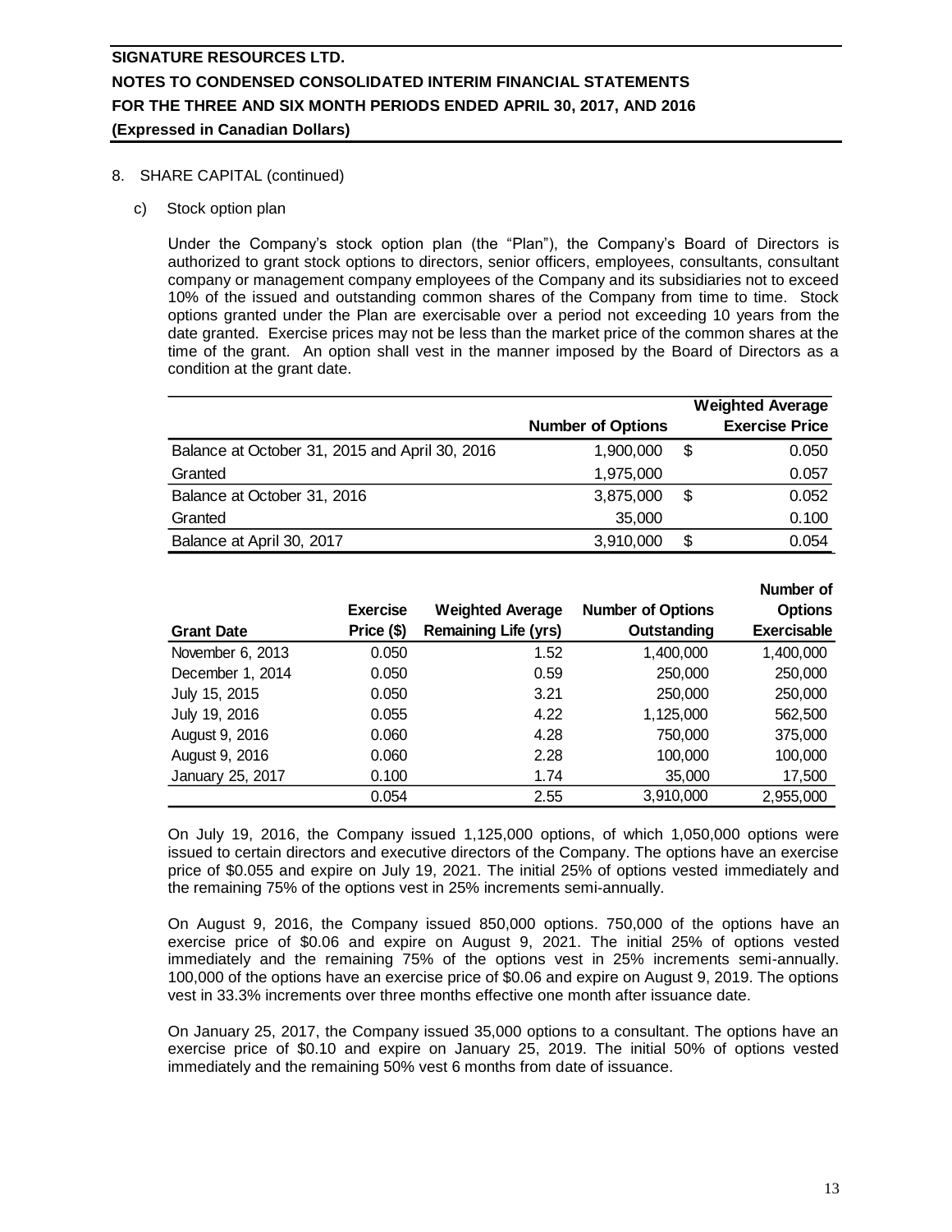# SIGNATURE RESOURCES LTD.
## NOTES TO CONDENSED CONSOLIDATED INTERIM FINANCIAL STATEMENTS
## FOR THE THREE AND SIX MONTH PERIODS ENDED APRIL 30, 2017, AND 2016
**(Expressed in Canadian Dollars)**

8. SHARE CAPITAL (continued)

c) Stock option plan

Under the Company's stock option plan (the "Plan"), the Company's Board of Directors is authorized to grant stock options to directors, senior officers, employees, consultants, consultant company or management company employees of the Company and its subsidiaries not to exceed 10% of the issued and outstanding common shares of the Company from time to time. Stock options granted under the Plan are exercisable over a period not exceeding 10 years from the date granted. Exercise prices may not be less than the market price of the common shares at the time of the grant. An option shall vest in the manner imposed by the Board of Directors as a condition at the grant date.

| | Number of Options | | Weighted Average Exercise Price |
|---|---|---|---|
| Balance at October 31, 2015 and April 30, 2016 | 1,900,000 | $ | 0.050 |
| Granted | 1,975,000 | | 0.057 |
| Balance at October 31, 2016 | 3,875,000 | $ | 0.052 |
| Granted | 35,000 | | 0.100 |
| Balance at April 30, 2017 | 3,910,000 | $ | 0.054 |

| Grant Date | Exercise Price ($) | Weighted Average Remaining Life (yrs) | Number of Options Outstanding | Number of Options Exercisable |
|---|---|---|---|---|
| November 6, 2013 | 0.050 | 1.52 | 1,400,000 | 1,400,000 |
| December 1, 2014 | 0.050 | 0.59 | 250,000 | 250,000 |
| July 15, 2015 | 0.050 | 3.21 | 250,000 | 250,000 |
| July 19, 2016 | 0.055 | 4.22 | 1,125,000 | 562,500 |
| August 9, 2016 | 0.060 | 4.28 | 750,000 | 375,000 |
| August 9, 2016 | 0.060 | 2.28 | 100,000 | 100,000 |
| January 25, 2017 | 0.100 | 1.74 | 35,000 | 17,500 |
| | 0.054 | 2.55 | 3,910,000 | 2,955,000 |

On July 19, 2016, the Company issued 1,125,000 options, of which 1,050,000 options were issued to certain directors and executive directors of the Company. The options have an exercise price of $0.055 and expire on July 19, 2021. The initial 25% of options vested immediately and the remaining 75% of the options vest in 25% increments semi-annually.

On August 9, 2016, the Company issued 850,000 options. 750,000 of the options have an exercise price of $0.06 and expire on August 9, 2021. The initial 25% of options vested immediately and the remaining 75% of the options vest in 25% increments semi-annually. 100,000 of the options have an exercise price of $0.06 and expire on August 9, 2019. The options vest in 33.3% increments over three months effective one month after issuance date.

On January 25, 2017, the Company issued 35,000 options to a consultant. The options have an exercise price of $0.10 and expire on January 25, 2019. The initial 50% of options vested immediately and the remaining 50% vest 6 months from date of issuance.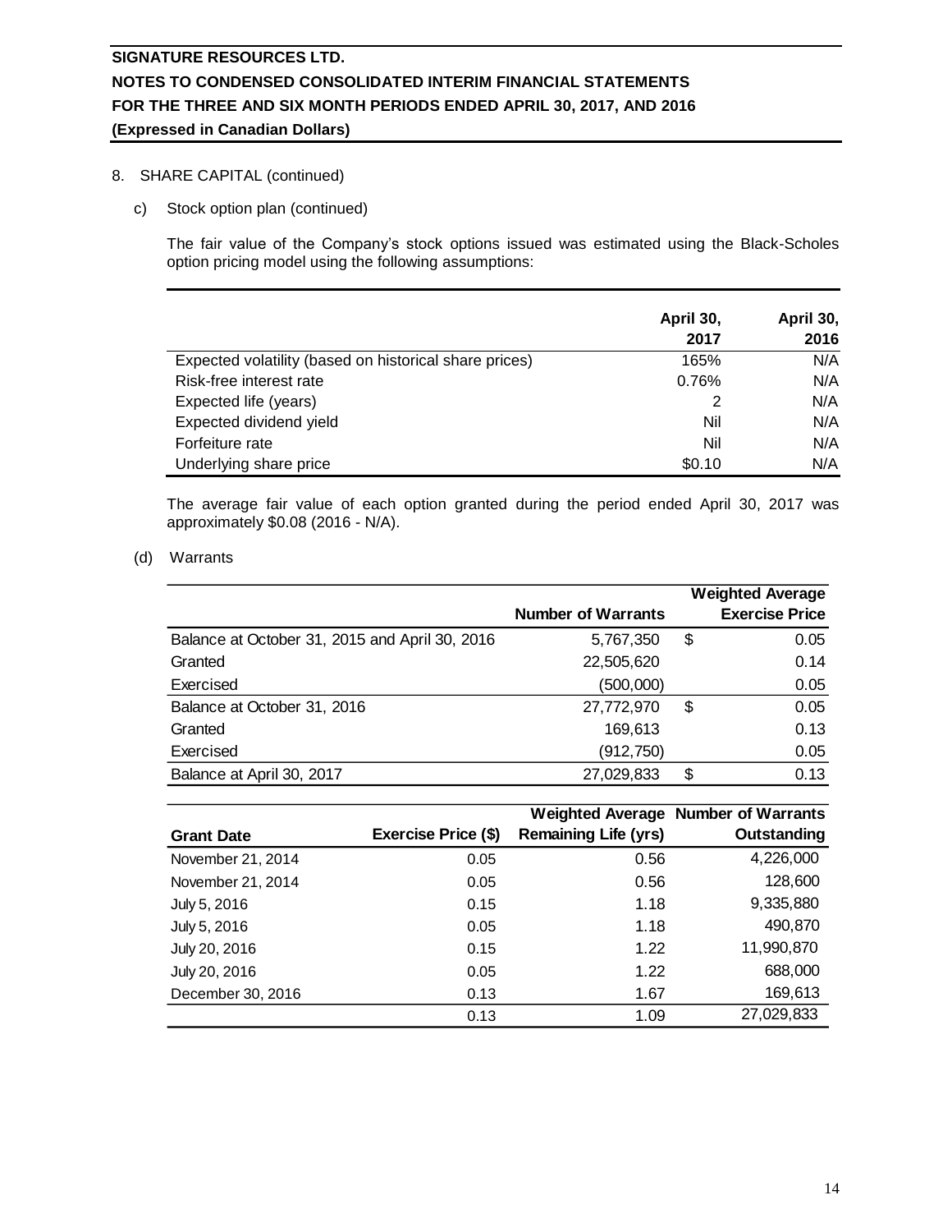8. SHARE CAPITAL (continued)

c) Stock option plan (continued)

The fair value of the Company's stock options issued was estimated using the Black-Scholes option pricing model using the following assumptions:

| | April 30, 2017 | April 30, 2016 |
|---|---|---|
| Expected volatility (based on historical share prices) | 165% | N/A |
| Risk-free interest rate | 0.76% | N/A |
| Expected life (years) | 2 | N/A |
| Expected dividend yield | Nil | N/A |
| Forfeiture rate | Nil | N/A |
| Underlying share price | $0.10 | N/A |

The average fair value of each option granted during the period ended April 30, 2017 was approximately $0.08 (2016 - N/A).

(d) Warrants

| | Number of Warrants | Weighted Average Exercise Price |
|---|---|---|
| Balance at October 31, 2015 and April 30, 2016 | 5,767,350 | $ 0.05 |
| Granted | 22,505,620 | 0.14 |
| Exercised | (500,000) | 0.05 |
| Balance at October 31, 2016 | 27,772,970 | $ 0.05 |
| Granted | 169,613 | 0.13 |
| Exercised | (912,750) | 0.05 |
| Balance at April 30, 2017 | 27,029,833 | $ 0.13 |

| Grant Date | Exercise Price ($) | Weighted Average Remaining Life (yrs) | Number of Warrants Outstanding |
|---|---|---|---|
| November 21, 2014 | 0.05 | 0.56 | 4,226,000 |
| November 21, 2014 | 0.05 | 0.56 | 128,600 |
| July 5, 2016 | 0.15 | 1.18 | 9,335,880 |
| July 5, 2016 | 0.05 | 1.18 | 490,870 |
| July 20, 2016 | 0.15 | 1.22 | 11,990,870 |
| July 20, 2016 | 0.05 | 1.22 | 688,000 |
| December 30, 2016 | 0.13 | 1.67 | 169,613 |
| | 0.13 | 1.09 | 27,029,833 |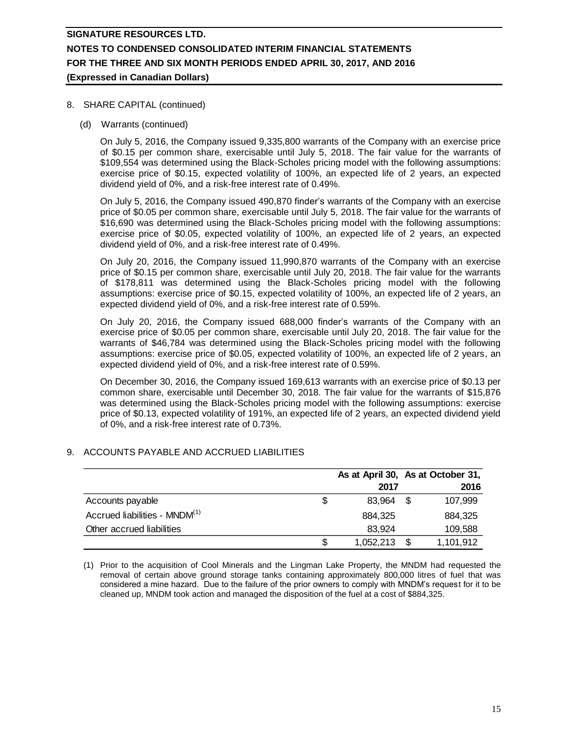## 8. SHARE CAPITAL (continued)

### (d) Warrants (continued)

On July 5, 2016, the Company issued 9,335,800 warrants of the Company with an exercise price of $0.15 per common share, exercisable until July 5, 2018. The fair value for the warrants of $109,554 was determined using the Black-Scholes pricing model with the following assumptions: exercise price of $0.15, expected volatility of 100%, an expected life of 2 years, an expected dividend yield of 0%, and a risk-free interest rate of 0.49%.

On July 5, 2016, the Company issued 490,870 finder's warrants of the Company with an exercise price of $0.05 per common share, exercisable until July 5, 2018. The fair value for the warrants of $16,690 was determined using the Black-Scholes pricing model with the following assumptions: exercise price of $0.05, expected volatility of 100%, an expected life of 2 years, an expected dividend yield of 0%, and a risk-free interest rate of 0.49%.

On July 20, 2016, the Company issued 11,990,870 warrants of the Company with an exercise price of $0.15 per common share, exercisable until July 20, 2018. The fair value for the warrants of $178,811 was determined using the Black-Scholes pricing model with the following assumptions: exercise price of $0.15, expected volatility of 100%, an expected life of 2 years, an expected dividend yield of 0%, and a risk-free interest rate of 0.59%.

On July 20, 2016, the Company issued 688,000 finder's warrants of the Company with an exercise price of $0.05 per common share, exercisable until July 20, 2018. The fair value for the warrants of $46,784 was determined using the Black-Scholes pricing model with the following assumptions: exercise price of $0.05, expected volatility of 100%, an expected life of 2 years, an expected dividend yield of 0%, and a risk-free interest rate of 0.59%.

On December 30, 2016, the Company issued 169,613 warrants with an exercise price of $0.13 per common share, exercisable until December 30, 2018. The fair value for the warrants of $15,876 was determined using the Black-Scholes pricing model with the following assumptions: exercise price of $0.13, expected volatility of 191%, an expected life of 2 years, an expected dividend yield of 0%, and a risk-free interest rate of 0.73%.

## 9. ACCOUNTS PAYABLE AND ACCRUED LIABILITIES

| | As at April 30, 2017 | As at October 31, 2016 |
|---|---|---|
| Accounts payable | $ 83,964 | $ 107,999 |
| Accrued liabilities - MNDM[(1)] | 884,325 | 884,325 |
| Other accrued liabilities | 83,924 | 109,588 |
| | $ 1,052,213 | $ 1,101,912 |

(1) Prior to the acquisition of Cool Minerals and the Lingman Lake Property, the MNDM had requested the removal of certain above ground storage tanks containing approximately 800,000 litres of fuel that was considered a mine hazard. Due to the failure of the prior owners to comply with MNDM's request for it to be cleaned up, MNDM took action and managed the disposition of the fuel at a cost of $884,325.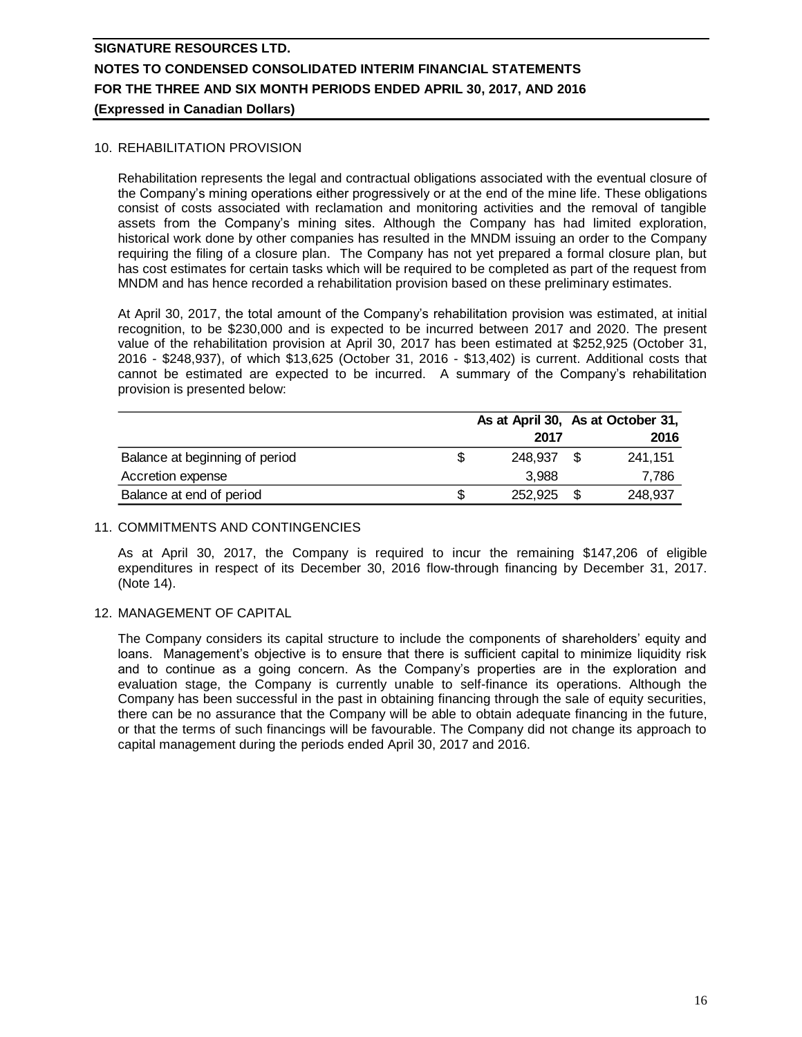## 10. REHABILITATION PROVISION

Rehabilitation represents the legal and contractual obligations associated with the eventual closure of the Company's mining operations either progressively or at the end of the mine life. These obligations consist of costs associated with reclamation and monitoring activities and the removal of tangible assets from the Company's mining sites. Although the Company has had limited exploration, historical work done by other companies has resulted in the MNDM issuing an order to the Company requiring the filing of a closure plan. The Company has not yet prepared a formal closure plan, but has cost estimates for certain tasks which will be required to be completed as part of the request from MNDM and has hence recorded a rehabilitation provision based on these preliminary estimates.

At April 30, 2017, the total amount of the Company's rehabilitation provision was estimated, at initial recognition, to be $230,000 and is expected to be incurred between 2017 and 2020. The present value of the rehabilitation provision at April 30, 2017 has been estimated at $252,925 (October 31, 2016 - $248,937), of which $13,625 (October 31, 2016 - $13,402) is current. Additional costs that cannot be estimated are expected to be incurred. A summary of the Company's rehabilitation provision is presented below:

| | As at April 30, 2017 | As at October 31, 2016 |
|---|---|---|
| Balance at beginning of period | $ 248,937 | $ 241,151 |
| Accretion expense | 3,988 | 7,786 |
| Balance at end of period | $ 252,925 | $ 248,937 |

## 11. COMMITMENTS AND CONTINGENCIES

As at April 30, 2017, the Company is required to incur the remaining $147,206 of eligible expenditures in respect of its December 30, 2016 flow-through financing by December 31, 2017. (Note 14).

## 12. MANAGEMENT OF CAPITAL

The Company considers its capital structure to include the components of shareholders' equity and loans. Management's objective is to ensure that there is sufficient capital to minimize liquidity risk and to continue as a going concern. As the Company's properties are in the exploration and evaluation stage, the Company is currently unable to self-finance its operations. Although the Company has been successful in the past in obtaining financing through the sale of equity securities, there can be no assurance that the Company will be able to obtain adequate financing in the future, or that the terms of such financings will be favourable. The Company did not change its approach to capital management during the periods ended April 30, 2017 and 2016.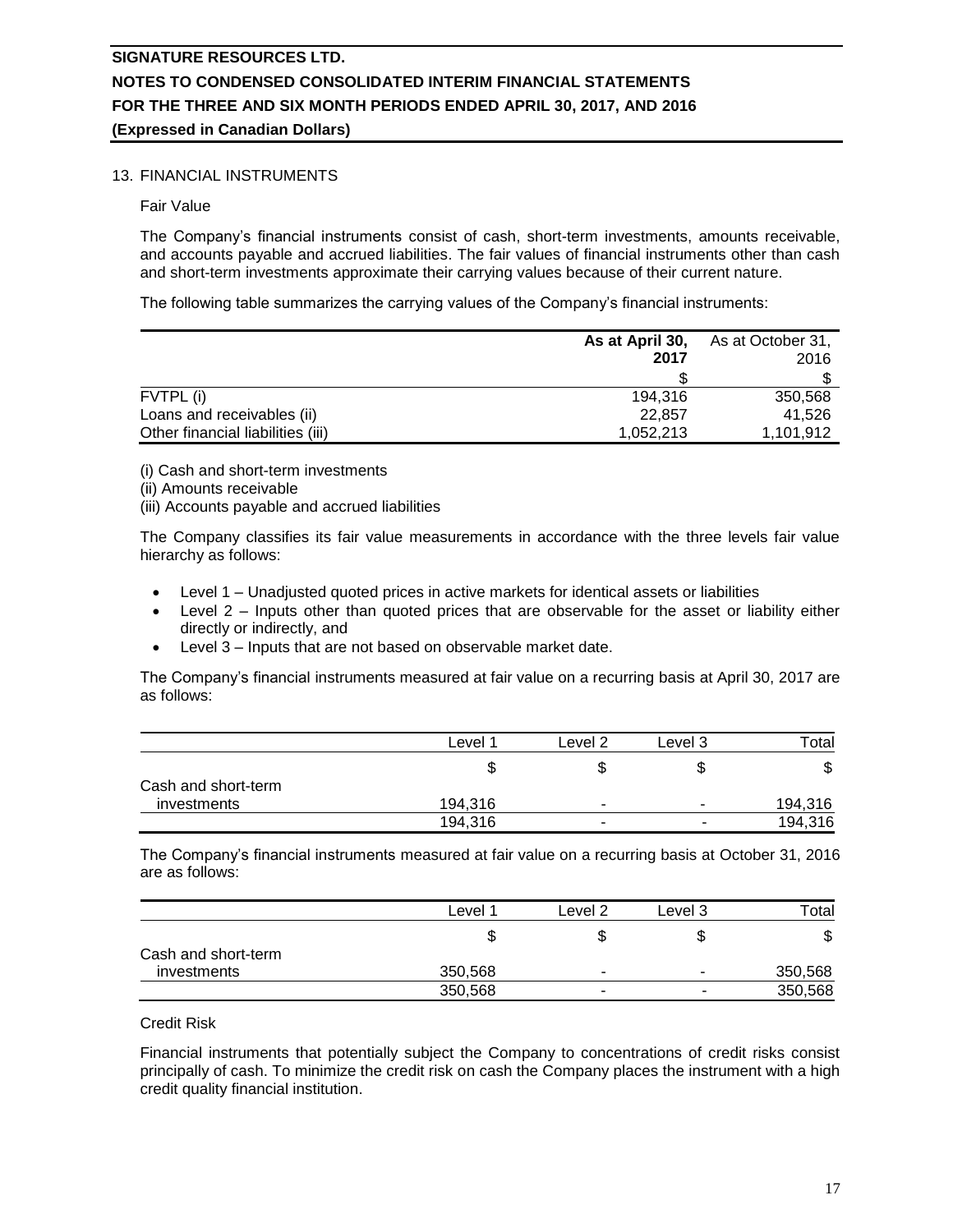# SIGNATURE RESOURCES LTD.

## NOTES TO CONDENSED CONSOLIDATED INTERIM FINANCIAL STATEMENTS

## FOR THE THREE AND SIX MONTH PERIODS ENDED APRIL 30, 2017, AND 2016

**(Expressed in Canadian Dollars)**

13. FINANCIAL INSTRUMENTS

Fair Value

The Company's financial instruments consist of cash, short-term investments, amounts receivable, and accounts payable and accrued liabilities. The fair values of financial instruments other than cash and short-term investments approximate their carrying values because of their current nature.

The following table summarizes the carrying values of the Company's financial instruments:

| | **As at April 30, 2017** | As at October 31, 2016 |
|---|---|---|
| | $ | $ |
| FVTPL (i) | 194,316 | 350,568 |
| Loans and receivables (ii) | 22,857 | 41,526 |
| Other financial liabilities (iii) | 1,052,213 | 1,101,912 |

(i) Cash and short-term investments
(ii) Amounts receivable
(iii) Accounts payable and accrued liabilities

The Company classifies its fair value measurements in accordance with the three levels fair value hierarchy as follows:

- Level 1 – Unadjusted quoted prices in active markets for identical assets or liabilities
- Level 2 – Inputs other than quoted prices that are observable for the asset or liability either directly or indirectly, and
- Level 3 – Inputs that are not based on observable market date.

The Company's financial instruments measured at fair value on a recurring basis at April 30, 2017 are as follows:

| | Level 1 | Level 2 | Level 3 | Total |
|---|---|---|---|---|
| | $ | $ | $ | $ |
| Cash and short-term investments | 194,316 | - | - | 194,316 |
| | 194,316 | - | - | 194,316 |

The Company's financial instruments measured at fair value on a recurring basis at October 31, 2016 are as follows:

| | Level 1 | Level 2 | Level 3 | Total |
|---|---|---|---|---|
| | $ | $ | $ | $ |
| Cash and short-term investments | 350,568 | - | - | 350,568 |
| | 350,568 | - | - | 350,568 |

Credit Risk

Financial instruments that potentially subject the Company to concentrations of credit risks consist principally of cash. To minimize the credit risk on cash the Company places the instrument with a high credit quality financial institution.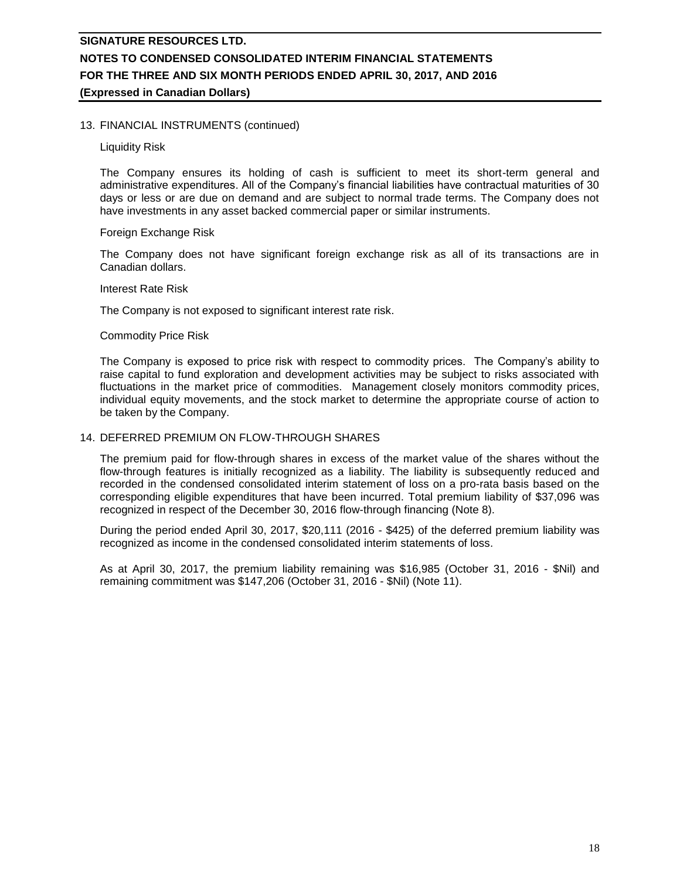## 13. FINANCIAL INSTRUMENTS (continued)

Liquidity Risk

The Company ensures its holding of cash is sufficient to meet its short-term general and administrative expenditures. All of the Company's financial liabilities have contractual maturities of 30 days or less or are due on demand and are subject to normal trade terms. The Company does not have investments in any asset backed commercial paper or similar instruments.

Foreign Exchange Risk

The Company does not have significant foreign exchange risk as all of its transactions are in Canadian dollars.

Interest Rate Risk

The Company is not exposed to significant interest rate risk.

Commodity Price Risk

The Company is exposed to price risk with respect to commodity prices. The Company's ability to raise capital to fund exploration and development activities may be subject to risks associated with fluctuations in the market price of commodities. Management closely monitors commodity prices, individual equity movements, and the stock market to determine the appropriate course of action to be taken by the Company.

## 14. DEFERRED PREMIUM ON FLOW-THROUGH SHARES

The premium paid for flow-through shares in excess of the market value of the shares without the flow-through features is initially recognized as a liability. The liability is subsequently reduced and recorded in the condensed consolidated interim statement of loss on a pro-rata basis based on the corresponding eligible expenditures that have been incurred. Total premium liability of $37,096 was recognized in respect of the December 30, 2016 flow-through financing (Note 8).

During the period ended April 30, 2017, $20,111 (2016 - $425) of the deferred premium liability was recognized as income in the condensed consolidated interim statements of loss.

As at April 30, 2017, the premium liability remaining was $16,985 (October 31, 2016 - $Nil) and remaining commitment was $147,206 (October 31, 2016 - $Nil) (Note 11).